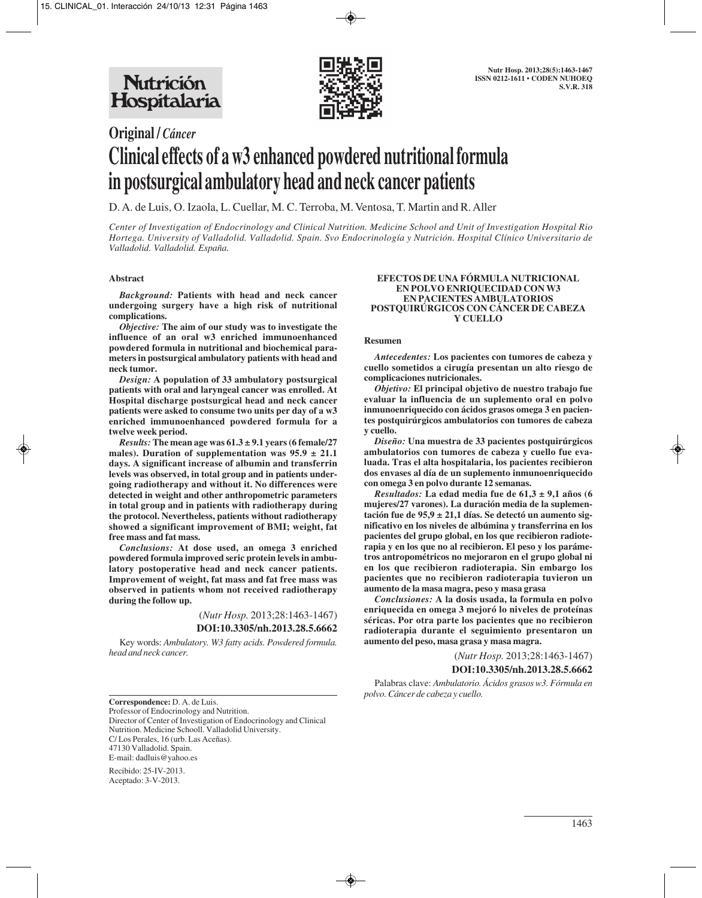Original / *Cáncer*

# Clinical effects of a w3 enhanced powdered nutritional formula in postsurgical ambulatory head and neck cancer patients

D. A. de Luis, O. Izaola, L. Cuellar, M. C. Terroba, M. Ventosa, T. Martin and R. Aller

*Center of Investigation of Endocrinology and Clinical Nutrition. Medicine School and Unit of Investigation Hospital Rio Hortega. University of Valladolid. Valladolid. Spain. Svo Endocrinología y Nutrición. Hospital Clínico Universitario de Valladolid. Valladolid. España.*

## Abstract

***Background:*** **Patients with head and neck cancer undergoing surgery have a high risk of nutritional complications.**

***Objective:*** **The aim of our study was to investigate the influence of an oral w3 enriched immunoenhanced powdered formula in nutritional and biochemical parameters in postsurgical ambulatory patients with head and neck tumor.**

***Design:*** **A population of 33 ambulatory postsurgical patients with oral and laryngeal cancer was enrolled. At Hospital discharge postsurgical head and neck cancer patients were asked to consume two units per day of a w3 enriched immunoenhanced powdered formula for a twelve week period.**

***Results:*** **The mean age was 61.3 ± 9.1 years (6 female/27 males). Duration of supplementation was 95.9 ± 21.1 days. A significant increase of albumin and transferrin levels was observed, in total group and in patients undergoing radiotherapy and without it. No differences were detected in weight and other anthropometric parameters in total group and in patients with radiotherapy during the protocol. Nevertheless, patients without radiotherapy showed a significant improvement of BMI; weight, fat free mass and fat mass.**

***Conclusions:*** **At dose used, an omega 3 enriched powdered formula improved seric protein levels in ambulatory postoperative head and neck cancer patients. Improvement of weight, fat mass and fat free mass was observed in patients whom not received radiotherapy during the follow up.**

(*Nutr Hosp.* 2013;28:1463-1467)

**DOI:10.3305/nh.2013.28.5.6662**

Key words: *Ambulatory. W3 fatty acids. Powdered formula. head and neck cancer.*

## EFECTOS DE UNA FÓRMULA NUTRICIONAL EN POLVO ENRIQUECIDAD CON W3 EN PACIENTES AMBULATORIOS POSTQUIRÚRGICOS CON CÁNCER DE CABEZA Y CUELLO

### Resumen

***Antecedentes:*** **Los pacientes con tumores de cabeza y cuello sometidos a cirugía presentan un alto riesgo de complicaciones nutricionales.**

***Objetivo:*** **El principal objetivo de nuestro trabajo fue evaluar la influencia de un suplemento oral en polvo inmunoenriquecido con ácidos grasos omega 3 en pacientes postquirúrgicos ambulatorios con tumores de cabeza y cuello.**

***Diseño:*** **Una muestra de 33 pacientes postquirúrgicos ambulatorios con tumores de cabeza y cuello fue evaluada. Tras el alta hospitalaria, los pacientes recibieron dos envases al día de un suplemento inmunoenriquecido con omega 3 en polvo durante 12 semanas.**

***Resultados:*** **La edad media fue de 61,3 ± 9,1 años (6 mujeres/27 varones). La duración media de la suplementación fue de 95,9 ± 21,1 días. Se detectó un aumento significativo en los niveles de albúmina y transferrina en los pacientes del grupo global, en los que recibieron radioterapia y en los que no al recibieron. El peso y los parámetros antropométricos no mejoraron en el grupo global ni en los que recibieron radioterapia. Sin embargo los pacientes que no recibieron radioterapia tuvieron un aumento de la masa magra, peso y masa grasa**

***Conclusiones:*** **A la dosis usada, la formula en polvo enriquecida en omega 3 mejoró lo niveles de proteínas séricas. Por otra parte los pacientes que no recibieron radioterapia durante el seguimiento presentaron un aumento del peso, masa grasa y masa magra.**

(*Nutr Hosp.* 2013;28:1463-1467)

**DOI:10.3305/nh.2013.28.5.6662**

Palabras clave: *Ambulatorio. Ácidos grasos w3. Fórmula en polvo. Cáncer de cabeza y cuello.*

---

**Correspondence:** D. A. de Luis.
Professor of Endocrinology and Nutrition.
Director of Center of Investigation of Endocrinology and Clinical Nutrition. Medicine Schooll. Valladolid University.
C/ Los Perales, 16 (urb. Las Aceñas).
47130 Valladolid. Spain.
E-mail: dadluis@yahoo.es

Recibido: 25-IV-2013.
Aceptado: 3-V-2013.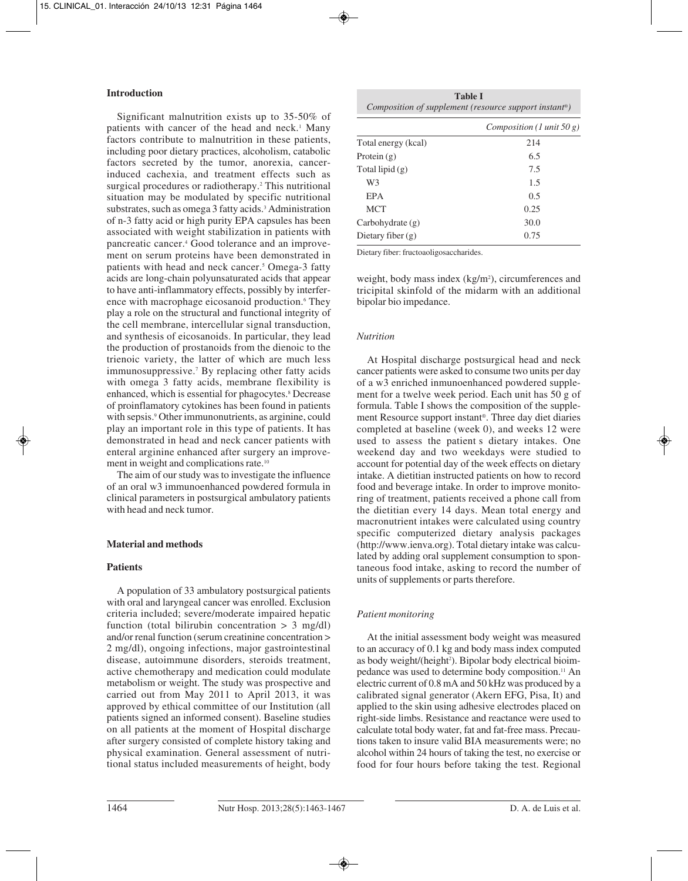## Introduction

Significant malnutrition exists up to 35-50% of patients with cancer of the head and neck.[1] Many factors contribute to malnutrition in these patients, including poor dietary practices, alcoholism, catabolic factors secreted by the tumor, anorexia, cancer-induced cachexia, and treatment effects such as surgical procedures or radiotherapy.[2] This nutritional situation may be modulated by specific nutritional substrates, such as omega 3 fatty acids.[3] Administration of n-3 fatty acid or high purity EPA capsules has been associated with weight stabilization in patients with pancreatic cancer.[4] Good tolerance and an improvement on serum proteins have been demonstrated in patients with head and neck cancer.[5] Omega-3 fatty acids are long-chain polyunsaturated acids that appear to have anti-inflammatory effects, possibly by interference with macrophage eicosanoid production.[6] They play a role on the structural and functional integrity of the cell membrane, intercellular signal transduction, and synthesis of eicosanoids. In particular, they lead the production of prostanoids from the dienoic to the trienoic variety, the latter of which are much less immunosuppressive.[7] By replacing other fatty acids with omega 3 fatty acids, membrane flexibility is enhanced, which is essential for phagocytes.[8] Decrease of proinflamatory cytokines has been found in patients with sepsis.[9] Other immunonutrients, as arginine, could play an important role in this type of patients. It has demonstrated in head and neck cancer patients with enteral arginine enhanced after surgery an improvement in weight and complications rate.[10]

The aim of our study was to investigate the influence of an oral w3 immunoenhanced powdered formula in clinical parameters in postsurgical ambulatory patients with head and neck tumor.

## Material and methods

### Patients

A population of 33 ambulatory postsurgical patients with oral and laryngeal cancer was enrolled. Exclusion criteria included; severe/moderate impaired hepatic function (total bilirubin concentration > 3 mg/dl) and/or renal function (serum creatinine concentration > 2 mg/dl), ongoing infections, major gastrointestinal disease, autoimmune disorders, steroids treatment, active chemotherapy and medication could modulate metabolism or weight. The study was prospective and carried out from May 2011 to April 2013, it was approved by ethical committee of our Institution (all patients signed an informed consent). Baseline studies on all patients at the moment of Hospital discharge after surgery consisted of complete history taking and physical examination. General assessment of nutritional status included measurements of height, body weight, body mass index (kg/m$^2$), circumferences and tricipital skinfold of the midarm with an additional bipolar bio impedance.

**Table I**
*Composition of supplement (resource support instant®)*

| | *Composition (1 unit 50 g)* |
|---|---|
| Total energy (kcal) | 214 |
| Protein (g) | 6.5 |
| Total lipid (g) | 7.5 |
| W3 | 1.5 |
| EPA | 0.5 |
| MCT | 0.25 |
| Carbohydrate (g) | 30.0 |
| Dietary fiber (g) | 0.75 |

Dietary fiber: fructoaoligosaccharides.

### *Nutrition*

At Hospital discharge postsurgical head and neck cancer patients were asked to consume two units per day of a w3 enriched inmunoenhanced powdered supplement for a twelve week period. Each unit has 50 g of formula. Table I shows the composition of the supplement Resource support instant®. Three day diet diaries completed at baseline (week 0), and weeks 12 were used to assess the patient s dietary intakes. One weekend day and two weekdays were studied to account for potential day of the week effects on dietary intake. A dietitian instructed patients on how to record food and beverage intake. In order to improve monitoring of treatment, patients received a phone call from the dietitian every 14 days. Mean total energy and macronutrient intakes were calculated using country specific computerized dietary analysis packages (http://www.ienva.org). Total dietary intake was calculated by adding oral supplement consumption to spontaneous food intake, asking to record the number of units of supplements or parts therefore.

### *Patient monitoring*

At the initial assessment body weight was measured to an accuracy of 0.1 kg and body mass index computed as body weight/(height$^2$). Bipolar body electrical bioimpedance was used to determine body composition.[11] An electric current of 0.8 mA and 50 kHz was produced by a calibrated signal generator (Akern EFG, Pisa, It) and applied to the skin using adhesive electrodes placed on right-side limbs. Resistance and reactance were used to calculate total body water, fat and fat-free mass. Precautions taken to insure valid BIA measurements were; no alcohol within 24 hours of taking the test, no exercise or food for four hours before taking the test. Regional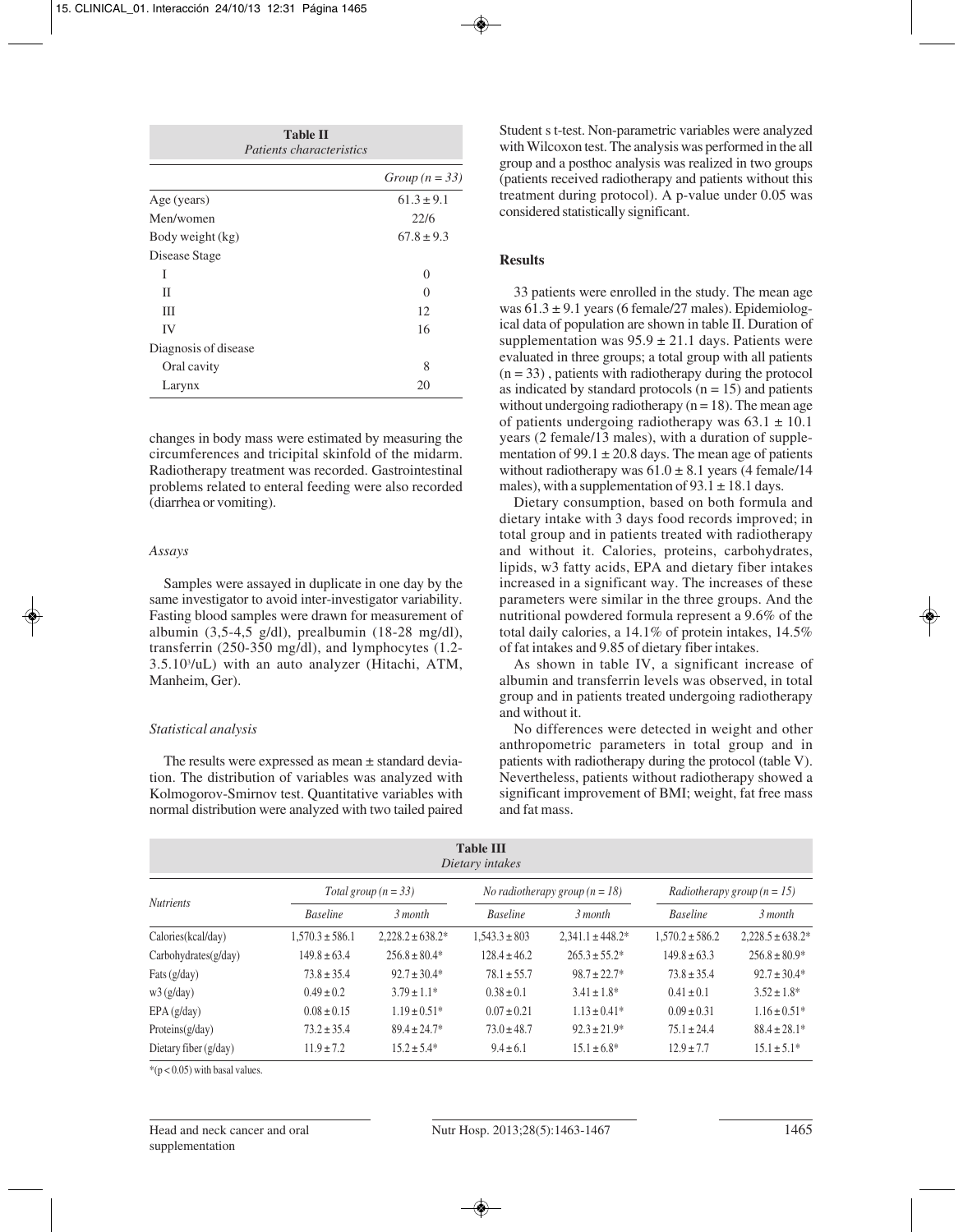**Table II**
*Patients characteristics*

| | *Group (n = 33)* |
|---|---|
| Age (years) | 61.3 ± 9.1 |
| Men/women | 22/6 |
| Body weight (kg) | 67.8 ± 9.3 |
| Disease Stage | |
| I | 0 |
| II | 0 |
| III | 12 |
| IV | 16 |
| Diagnosis of disease | |
| Oral cavity | 8 |
| Larynx | 20 |

changes in body mass were estimated by measuring the circumferences and tricipital skinfold of the midarm. Radiotherapy treatment was recorded. Gastrointestinal problems related to enteral feeding were also recorded (diarrhea or vomiting).

### *Assays*

Samples were assayed in duplicate in one day by the same investigator to avoid inter-investigator variability. Fasting blood samples were drawn for measurement of albumin (3,5-4,5 g/dl), prealbumin (18-28 mg/dl), transferrin (250-350 mg/dl), and lymphocytes (1.2-3.5.$10^3$/uL) with an auto analyzer (Hitachi, ATM, Manheim, Ger).

### *Statistical analysis*

The results were expressed as mean ± standard deviation. The distribution of variables was analyzed with Kolmogorov-Smirnov test. Quantitative variables with normal distribution were analyzed with two tailed paired Student s t-test. Non-parametric variables were analyzed with Wilcoxon test. The analysis was performed in the all group and a posthoc analysis was realized in two groups (patients received radiotherapy and patients without this treatment during protocol). A p-value under 0.05 was considered statistically significant.

## Results

33 patients were enrolled in the study. The mean age was 61.3 ± 9.1 years (6 female/27 males). Epidemiological data of population are shown in table II. Duration of supplementation was 95.9 ± 21.1 days. Patients were evaluated in three groups; a total group with all patients (n = 33) , patients with radiotherapy during the protocol as indicated by standard protocols (n = 15) and patients without undergoing radiotherapy (n = 18). The mean age of patients undergoing radiotherapy was 63.1 ± 10.1 years (2 female/13 males), with a duration of supplementation of 99.1 ± 20.8 days. The mean age of patients without radiotherapy was 61.0 ± 8.1 years (4 female/14 males), with a supplementation of 93.1 ± 18.1 days.

Dietary consumption, based on both formula and dietary intake with 3 days food records improved; in total group and in patients treated with radiotherapy and without it. Calories, proteins, carbohydrates, lipids, w3 fatty acids, EPA and dietary fiber intakes increased in a significant way. The increases of these parameters were similar in the three groups. And the nutritional powdered formula represent a 9.6% of the total daily calories, a 14.1% of protein intakes, 14.5% of fat intakes and 9.85 of dietary fiber intakes.

As shown in table IV, a significant increase of albumin and transferrin levels was observed, in total group and in patients treated undergoing radiotherapy and without it.

No differences were detected in weight and other anthropometric parameters in total group and in patients with radiotherapy during the protocol (table V). Nevertheless, patients without radiotherapy showed a significant improvement of BMI; weight, fat free mass and fat mass.

**Table III**
*Dietary intakes*

| *Nutrients* | *Total group (n = 33)* | | *No radiotherapy group (n = 18)* | | *Radiotherapy group (n = 15)* | |
|---|---|---|---|---|---|---|
| | *Baseline* | *3 month* | *Baseline* | *3 month* | *Baseline* | *3 month* |
| Calories(kcal/day) | 1,570.3 ± 586.1 | 2,228.2 ± 638.2* | 1,543.3 ± 803 | 2,341.1 ± 448.2* | 1,570.2 ± 586.2 | 2,228.5 ± 638.2* |
| Carbohydrates(g/day) | 149.8 ± 63.4 | 256.8 ± 80.4* | 128.4 ± 46.2 | 265.3 ± 55.2* | 149.8 ± 63.3 | 256.8 ± 80.9* |
| Fats (g/day) | 73.8 ± 35.4 | 92.7 ± 30.4* | 78.1 ± 55.7 | 98.7 ± 22.7* | 73.8 ± 35.4 | 92.7 ± 30.4* |
| w3 (g/day) | 0.49 ± 0.2 | 3.79 ± 1.1* | 0.38 ± 0.1 | 3.41 ± 1.8* | 0.41 ± 0.1 | 3.52 ± 1.8* |
| EPA (g/day) | 0.08 ± 0.15 | 1.19 ± 0.51* | 0.07 ± 0.21 | 1.13 ± 0.41* | 0.09 ± 0.31 | 1.16 ± 0.51* |
| Proteins(g/day) | 73.2 ± 35.4 | 89.4 ± 24.7* | 73.0 ± 48.7 | 92.3 ± 21.9* | 75.1 ± 24.4 | 88.4 ± 28.1* |
| Dietary fiber (g/day) | 11.9 ± 7.2 | 15.2 ± 5.4* | 9.4 ± 6.1 | 15.1 ± 6.8* | 12.9 ± 7.7 | 15.1 ± 5.1* |

*($p < 0.05$) with basal values.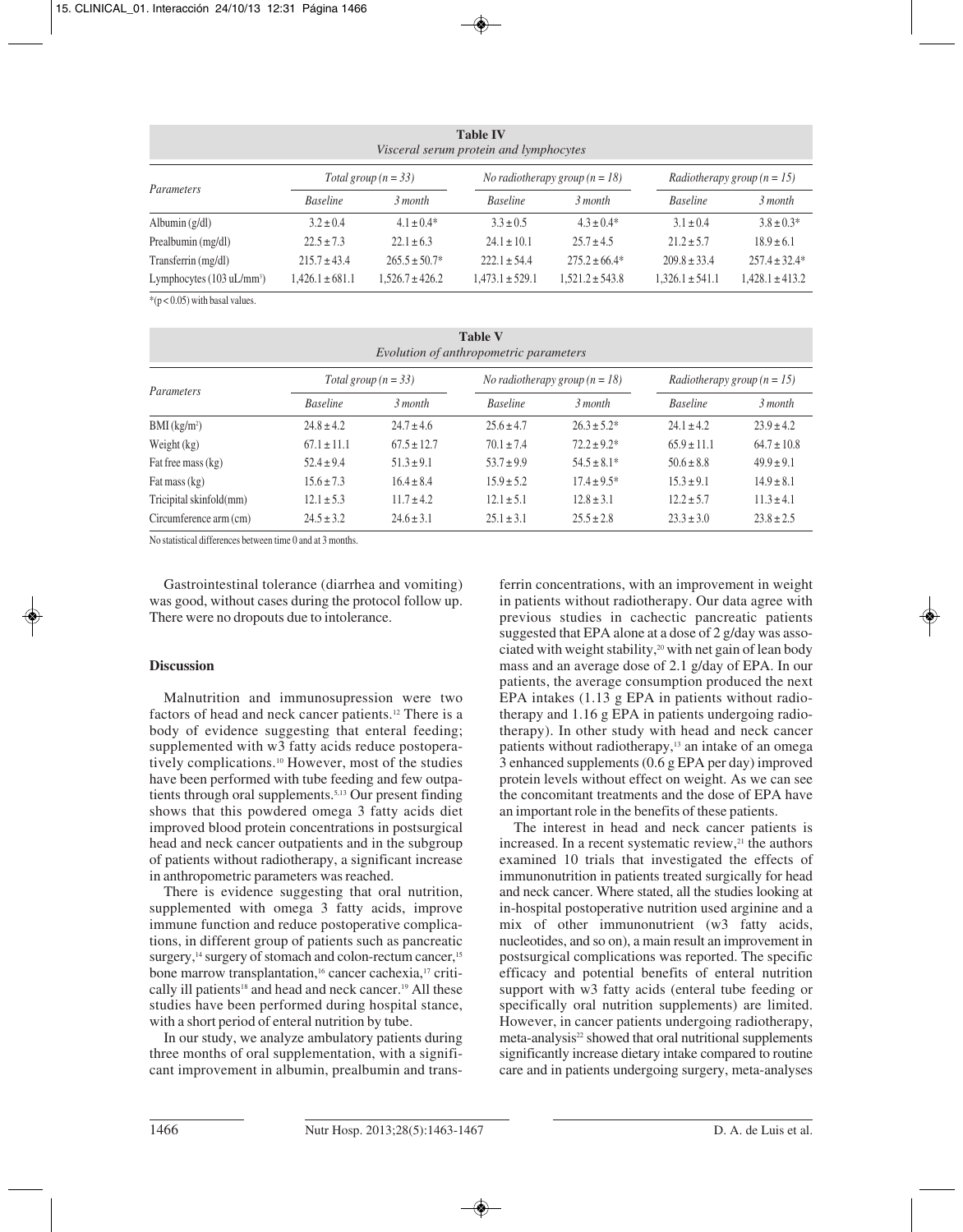**Table IV**
*Visceral serum protein and lymphocytes*

| Parameters | Total group (n = 33) | | No radiotherapy group (n = 18) | | Radiotherapy group (n = 15) | |
|---|---|---|---|---|---|---|
| | Baseline | 3 month | Baseline | 3 month | Baseline | 3 month |
| Albumin (g/dl) | 3.2 ± 0.4 | 4.1 ± 0.4* | 3.3 ± 0.5 | 4.3 ± 0.4* | 3.1 ± 0.4 | 3.8 ± 0.3* |
| Prealbumin (mg/dl) | 22.5 ± 7.3 | 22.1 ± 6.3 | 24.1 ± 10.1 | 25.7 ± 4.5 | 21.2 ± 5.7 | 18.9 ± 6.1 |
| Transferrin (mg/dl) | 215.7 ± 43.4 | 265.5 ± 50.7* | 222.1 ± 54.4 | 275.2 ± 66.4* | 209.8 ± 33.4 | 257.4 ± 32.4* |
| Lymphocytes (103 uL/mm$^3$) | 1,426.1 ± 681.1 | 1,526.7 ± 426.2 | 1,473.1 ± 529.1 | 1,521.2 ± 543.8 | 1,326.1 ± 541.1 | 1,428.1 ± 413.2 |

*($p < 0.05$) with basal values.

**Table V**
*Evolution of anthropometric parameters*

| Parameters | Total group (n = 33) | | No radiotherapy group (n = 18) | | Radiotherapy group (n = 15) | |
|---|---|---|---|---|---|---|
| | Baseline | 3 month | Baseline | 3 month | Baseline | 3 month |
| BMI (kg/m$^2$) | 24.8 ± 4.2 | 24.7 ± 4.6 | 25.6 ± 4.7 | 26.3 ± 5.2* | 24.1 ± 4.2 | 23.9 ± 4.2 |
| Weight (kg) | 67.1 ± 11.1 | 67.5 ± 12.7 | 70.1 ± 7.4 | 72.2 ± 9.2* | 65.9 ± 11.1 | 64.7 ± 10.8 |
| Fat free mass (kg) | 52.4 ± 9.4 | 51.3 ± 9.1 | 53.7 ± 9.9 | 54.5 ± 8.1* | 50.6 ± 8.8 | 49.9 ± 9.1 |
| Fat mass (kg) | 15.6 ± 7.3 | 16.4 ± 8.4 | 15.9 ± 5.2 | 17.4 ± 9.5* | 15.3 ± 9.1 | 14.9 ± 8.1 |
| Tricipital skinfold(mm) | 12.1 ± 5.3 | 11.7 ± 4.2 | 12.1 ± 5.1 | 12.8 ± 3.1 | 12.2 ± 5.7 | 11.3 ± 4.1 |
| Circumference arm (cm) | 24.5 ± 3.2 | 24.6 ± 3.1 | 25.1 ± 3.1 | 25.5 ± 2.8 | 23.3 ± 3.0 | 23.8 ± 2.5 |

No statistical differences between time 0 and at 3 months.

Gastrointestinal tolerance (diarrhea and vomiting) was good, without cases during the protocol follow up. There were no dropouts due to intolerance.

## Discussion

Malnutrition and immunosupression were two factors of head and neck cancer patients.[12] There is a body of evidence suggesting that enteral feeding; supplemented with w3 fatty acids reduce postoperatively complications.[10] However, most of the studies have been performed with tube feeding and few outpatients through oral supplements.[5,13] Our present finding shows that this powdered omega 3 fatty acids diet improved blood protein concentrations in postsurgical head and neck cancer outpatients and in the subgroup of patients without radiotherapy, a significant increase in anthropometric parameters was reached.

There is evidence suggesting that oral nutrition, supplemented with omega 3 fatty acids, improve immune function and reduce postoperative complications, in different group of patients such as pancreatic surgery,[14] surgery of stomach and colon-rectum cancer,[15] bone marrow transplantation,[16] cancer cachexia,[17] critically ill patients[18] and head and neck cancer.[19] All these studies have been performed during hospital stance, with a short period of enteral nutrition by tube.

In our study, we analyze ambulatory patients during three months of oral supplementation, with a significant improvement in albumin, prealbumin and transferrin concentrations, with an improvement in weight in patients without radiotherapy. Our data agree with previous studies in cachectic pancreatic patients suggested that EPA alone at a dose of 2 g/day was associated with weight stability,[20] with net gain of lean body mass and an average dose of 2.1 g/day of EPA. In our patients, the average consumption produced the next EPA intakes (1.13 g EPA in patients without radiotherapy and 1.16 g EPA in patients undergoing radiotherapy). In other study with head and neck cancer patients without radiotherapy,[13] an intake of an omega 3 enhanced supplements (0.6 g EPA per day) improved protein levels without effect on weight. As we can see the concomitant treatments and the dose of EPA have an important role in the benefits of these patients.

The interest in head and neck cancer patients is increased. In a recent systematic review,[21] the authors examined 10 trials that investigated the effects of immunonutrition in patients treated surgically for head and neck cancer. Where stated, all the studies looking at in-hospital postoperative nutrition used arginine and a mix of other immunonutrient (w3 fatty acids, nucleotides, and so on), a main result an improvement in postsurgical complications was reported. The specific efficacy and potential benefits of enteral nutrition support with w3 fatty acids (enteral tube feeding or specifically oral nutrition supplements) are limited. However, in cancer patients undergoing radiotherapy, meta-analysis[22] showed that oral nutritional supplements significantly increase dietary intake compared to routine care and in patients undergoing surgery, meta-analyses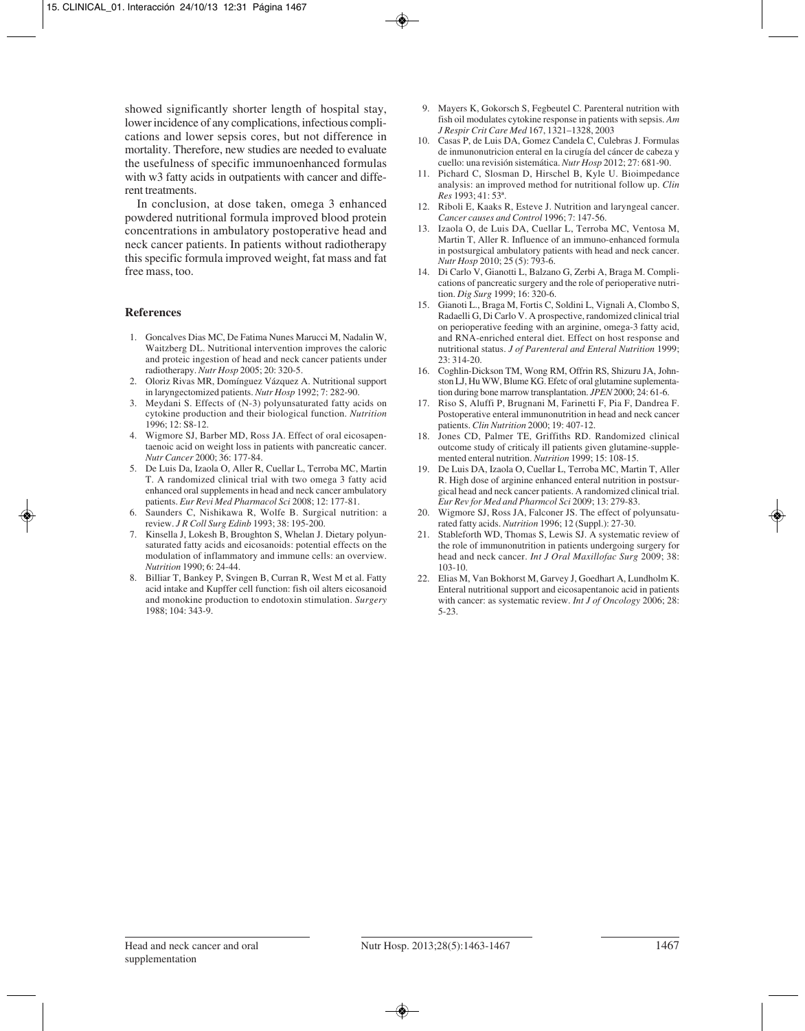showed significantly shorter length of hospital stay, lower incidence of any complications, infectious complications and lower sepsis cores, but not difference in mortality. Therefore, new studies are needed to evaluate the usefulness of specific immunoenhanced formulas with w3 fatty acids in outpatients with cancer and different treatments.

In conclusion, at dose taken, omega 3 enhanced powdered nutritional formula improved blood protein concentrations in ambulatory postoperative head and neck cancer patients. In patients without radiotherapy this specific formula improved weight, fat mass and fat free mass, too.

## References

1. Goncalves Dias MC, De Fatima Nunes Marucci M, Nadalin W, Waitzberg DL. Nutritional intervention improves the caloric and proteic ingestion of head and neck cancer patients under radiotherapy. *Nutr Hosp* 2005; 20: 320-5.
2. Oloriz Rivas MR, Domínguez Vázquez A. Nutritional support in laryngectomized patients. *Nutr Hosp* 1992; 7: 282-90.
3. Meydani S. Effects of (N-3) polyunsaturated fatty acids on cytokine production and their biological function. *Nutrition* 1996; 12: S8-12.
4. Wigmore SJ, Barber MD, Ross JA. Effect of oral eicosapentaenoic acid on weight loss in patients with pancreatic cancer. *Nutr Cancer* 2000; 36: 177-84.
5. De Luis Da, Izaola O, Aller R, Cuellar L, Terroba MC, Martin T. A randomized clinical trial with two omega 3 fatty acid enhanced oral supplements in head and neck cancer ambulatory patients. *Eur Revi Med Pharmacol Sci* 2008; 12: 177-81.
6. Saunders C, Nishikawa R, Wolfe B. Surgical nutrition: a review. *J R Coll Surg Edinb* 1993; 38: 195-200.
7. Kinsella J, Lokesh B, Broughton S, Whelan J. Dietary polyunsaturated fatty acids and eicosanoids: potential effects on the modulation of inflammatory and immune cells: an overview. *Nutrition* 1990; 6: 24-44.
8. Billiar T, Bankey P, Svingen B, Curran R, West M et al. Fatty acid intake and Kupffer cell function: fish oil alters eicosanoid and monokine production to endotoxin stimulation. *Surgery* 1988; 104: 343-9.
9. Mayers K, Gokorsch S, Fegbeutel C. Parenteral nutrition with fish oil modulates cytokine response in patients with sepsis. *Am J Respir Crit Care Med* 167, 1321–1328, 2003
10. Casas P, de Luis DA, Gomez Candela C, Culebras J. Formulas de inmunonutricion enteral en la cirugía del cáncer de cabeza y cuello: una revisión sistemática. *Nutr Hosp* 2012; 27: 681-90.
11. Pichard C, Slosman D, Hirschel B, Kyle U. Bioimpedance analysis: an improved method for nutritional follow up. *Clin Res* 1993; 41: 53ª.
12. Riboli E, Kaaks R, Esteve J. Nutrition and laryngeal cancer. *Cancer causes and Control* 1996; 7: 147-56.
13. Izaola O, de Luis DA, Cuellar L, Terroba MC, Ventosa M, Martin T, Aller R. Influence of an immuno-enhanced formula in postsurgical ambulatory patients with head and neck cancer. *Nutr Hosp* 2010; 25 (5): 793-6.
14. Di Carlo V, Gianotti L, Balzano G, Zerbi A, Braga M. Complications of pancreatic surgery and the role of perioperative nutrition. *Dig Surg* 1999; 16: 320-6.
15. Gianoti L., Braga M, Fortis C, Soldini L, Vignali A, Clombo S, Radaelli G, Di Carlo V. A prospective, randomized clinical trial on perioperative feeding with an arginine, omega-3 fatty acid, and RNA-enriched enteral diet. Effect on host response and nutritional status. *J of Parenteral and Enteral Nutrition* 1999; 23: 314-20.
16. Coghlin-Dickson TM, Wong RM, Offrin RS, Shizuru JA, Johnston LJ, Hu WW, Blume KG. Efetc of oral glutamine suplementation during bone marrow transplantation. *JPEN* 2000; 24: 61-6.
17. Riso S, Aluffi P, Brugnani M, Farinetti F, Pia F, Dandrea F. Postoperative enteral immunonutrition in head and neck cancer patients. *Clin Nutrition* 2000; 19: 407-12.
18. Jones CD, Palmer TE, Griffiths RD. Randomized clinical outcome study of criticaly ill patients given glutamine-supplemented enteral nutrition. *Nutrition* 1999; 15: 108-15.
19. De Luis DA, Izaola O, Cuellar L, Terroba MC, Martin T, Aller R. High dose of arginine enhanced enteral nutrition in postsurgical head and neck cancer patients. A randomized clinical trial. *Eur Rev for Med and Pharmcol Sci* 2009; 13: 279-83.
20. Wigmore SJ, Ross JA, Falconer JS. The effect of polyunsaturated fatty acids. *Nutrition* 1996; 12 (Suppl.): 27-30.
21. Stableforth WD, Thomas S, Lewis SJ. A systematic review of the role of immunonutrition in patients undergoing surgery for head and neck cancer. *Int J Oral Maxillofac Surg* 2009; 38: 103-10.
22. Elias M, Van Bokhorst M, Garvey J, Goedhart A, Lundholm K. Enteral nutritional support and eicosapentanoic acid in patients with cancer: as systematic review. *Int J of Oncology* 2006; 28: 5-23.